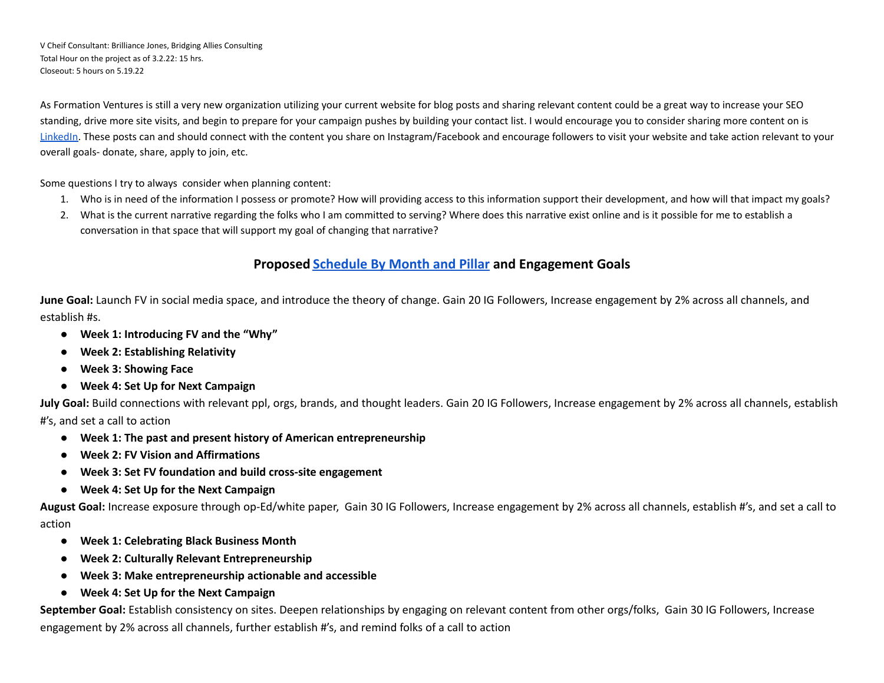V Cheif Consultant: Brilliance Jones, Bridging Allies Consulting
Total Hour on the project as of 3.2.22: 15 hrs.
Closeout: 5 hours on 5.19.22

As Formation Ventures is still a very new organization utilizing your current website for blog posts and sharing relevant content could be a great way to increase your SEO standing, drive more site visits, and begin to prepare for your campaign pushes by building your contact list. I would encourage you to consider sharing more content on is [LinkedIn](). These posts can and should connect with the content you share on Instagram/Facebook and encourage followers to visit your website and take action relevant to your overall goals- donate, share, apply to join, etc.

Some questions I try to always consider when planning content:

1. Who is in need of the information I possess or promote? How will providing access to this information support their development, and how will that impact my goals?
2. What is the current narrative regarding the folks who I am committed to serving? Where does this narrative exist online and is it possible for me to establish a conversation in that space that will support my goal of changing that narrative?

## Proposed [Schedule By Month and Pillar]() and Engagement Goals

**June Goal:** Launch FV in social media space, and introduce the theory of change. Gain 20 IG Followers, Increase engagement by 2% across all channels, and establish #s.

- **Week 1: Introducing FV and the "Why"**
- **Week 2: Establishing Relativity**
- **Week 3: Showing Face**
- **Week 4: Set Up for Next Campaign**

**July Goal:** Build connections with relevant ppl, orgs, brands, and thought leaders. Gain 20 IG Followers, Increase engagement by 2% across all channels, establish #'s, and set a call to action

- **Week 1: The past and present history of American entrepreneurship**
- **Week 2: FV Vision and Affirmations**
- **Week 3: Set FV foundation and build cross-site engagement**
- **Week 4: Set Up for the Next Campaign**

**August Goal:** Increase exposure through op-Ed/white paper, Gain 30 IG Followers, Increase engagement by 2% across all channels, establish #'s, and set a call to action

- **Week 1: Celebrating Black Business Month**
- **Week 2: Culturally Relevant Entrepreneurship**
- **Week 3: Make entrepreneurship actionable and accessible**
- **Week 4: Set Up for the Next Campaign**

**September Goal:** Establish consistency on sites. Deepen relationships by engaging on relevant content from other orgs/folks, Gain 30 IG Followers, Increase engagement by 2% across all channels, further establish #'s, and remind folks of a call to action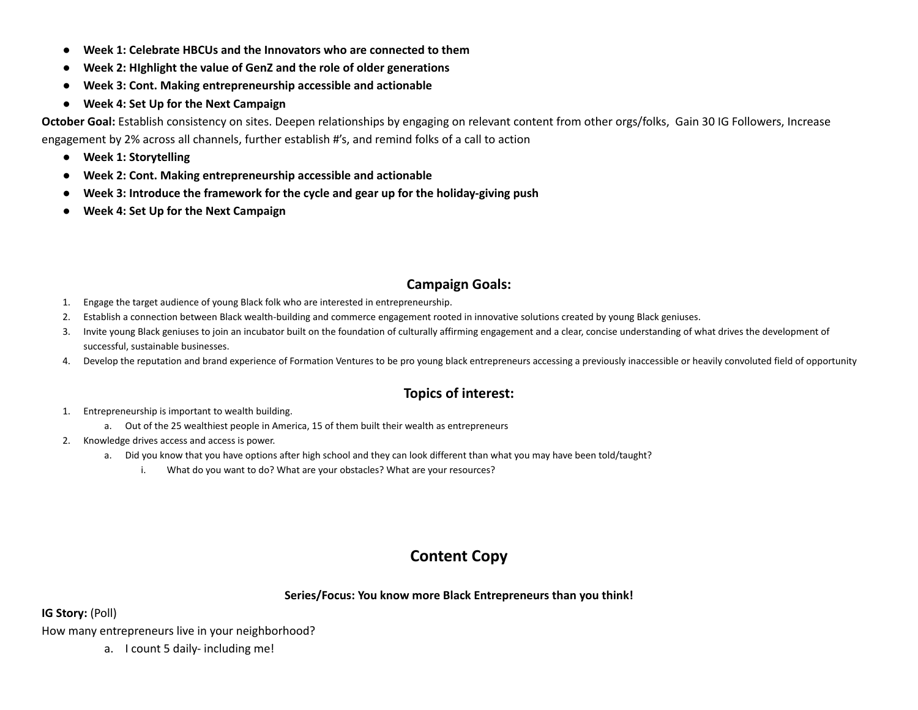- **Week 1: Celebrate HBCUs and the Innovators who are connected to them**
- **Week 2: HIghlight the value of GenZ and the role of older generations**
- **Week 3: Cont. Making entrepreneurship accessible and actionable**
- **Week 4: Set Up for the Next Campaign**

**October Goal:** Establish consistency on sites. Deepen relationships by engaging on relevant content from other orgs/folks, Gain 30 IG Followers, Increase engagement by 2% across all channels, further establish #'s, and remind folks of a call to action

- **Week 1: Storytelling**
- **Week 2: Cont. Making entrepreneurship accessible and actionable**
- **Week 3: Introduce the framework for the cycle and gear up for the holiday-giving push**
- **Week 4: Set Up for the Next Campaign**

## Campaign Goals:

1. Engage the target audience of young Black folk who are interested in entrepreneurship.
2. Establish a connection between Black wealth-building and commerce engagement rooted in innovative solutions created by young Black geniuses.
3. Invite young Black geniuses to join an incubator built on the foundation of culturally affirming engagement and a clear, concise understanding of what drives the development of successful, sustainable businesses.
4. Develop the reputation and brand experience of Formation Ventures to be pro young black entrepreneurs accessing a previously inaccessible or heavily convoluted field of opportunity

## Topics of interest:

1. Entrepreneurship is important to wealth building.
   a. Out of the 25 wealthiest people in America, 15 of them built their wealth as entrepreneurs
2. Knowledge drives access and access is power.
   a. Did you know that you have options after high school and they can look different than what you may have been told/taught?
      i. What do you want to do? What are your obstacles? What are your resources?

# Content Copy

**Series/Focus: You know more Black Entrepreneurs than you think!**

**IG Story:** (Poll)

How many entrepreneurs live in your neighborhood?

a. I count 5 daily- including me!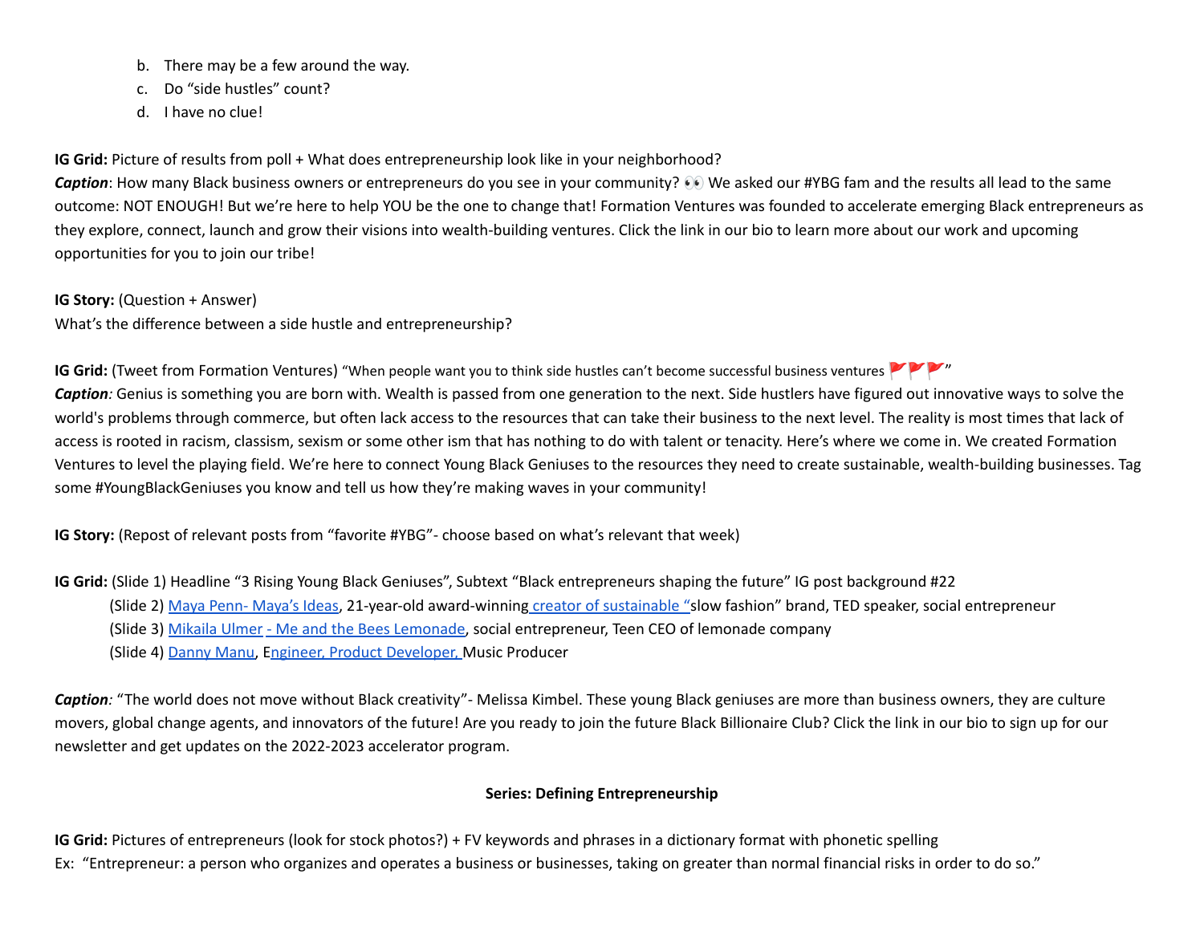b. There may be a few around the way.
   c. Do “side hustles” count?
   d. I have no clue!

**IG Grid:** Picture of results from poll + What does entrepreneurship look like in your neighborhood?
***Caption***: How many Black business owners or entrepreneurs do you see in your community? 👀 We asked our #YBG fam and the results all lead to the same outcome: NOT ENOUGH! But we’re here to help YOU be the one to change that! Formation Ventures was founded to accelerate emerging Black entrepreneurs as they explore, connect, launch and grow their visions into wealth-building ventures. Click the link in our bio to learn more about our work and upcoming opportunities for you to join our tribe!

**IG Story:** (Question + Answer)
What’s the difference between a side hustle and entrepreneurship?

**IG Grid:** (Tweet from Formation Ventures) “When people want you to think side hustles can’t become successful business ventures 🚩🚩🚩”
***Caption:*** Genius is something you are born with. Wealth is passed from one generation to the next. Side hustlers have figured out innovative ways to solve the world's problems through commerce, but often lack access to the resources that can take their business to the next level. The reality is most times that lack of access is rooted in racism, classism, sexism or some other ism that has nothing to do with talent or tenacity. Here’s where we come in. We created Formation Ventures to level the playing field. We’re here to connect Young Black Geniuses to the resources they need to create sustainable, wealth-building businesses. Tag some #YoungBlackGeniuses you know and tell us how they’re making waves in your community!

**IG Story:** (Repost of relevant posts from “favorite #YBG”- choose based on what’s relevant that week)

**IG Grid:** (Slide 1) Headline “3 Rising Young Black Geniuses”, Subtext “Black entrepreneurs shaping the future” IG post background #22
   (Slide 2) Maya Penn- Maya’s Ideas, 21-year-old award-winning creator of sustainable “slow fashion” brand, TED speaker, social entrepreneur
   (Slide 3) Mikaila Ulmer - Me and the Bees Lemonade, social entrepreneur, Teen CEO of lemonade company
   (Slide 4) Danny Manu, Engineer, Product Developer, Music Producer

***Caption:*** “The world does not move without Black creativity”- Melissa Kimbel. These young Black geniuses are more than business owners, they are culture movers, global change agents, and innovators of the future! Are you ready to join the future Black Billionaire Club? Click the link in our bio to sign up for our newsletter and get updates on the 2022-2023 accelerator program.

**Series: Defining Entrepreneurship**

**IG Grid:** Pictures of entrepreneurs (look for stock photos?) + FV keywords and phrases in a dictionary format with phonetic spelling
Ex: “Entrepreneur: a person who organizes and operates a business or businesses, taking on greater than normal financial risks in order to do so.”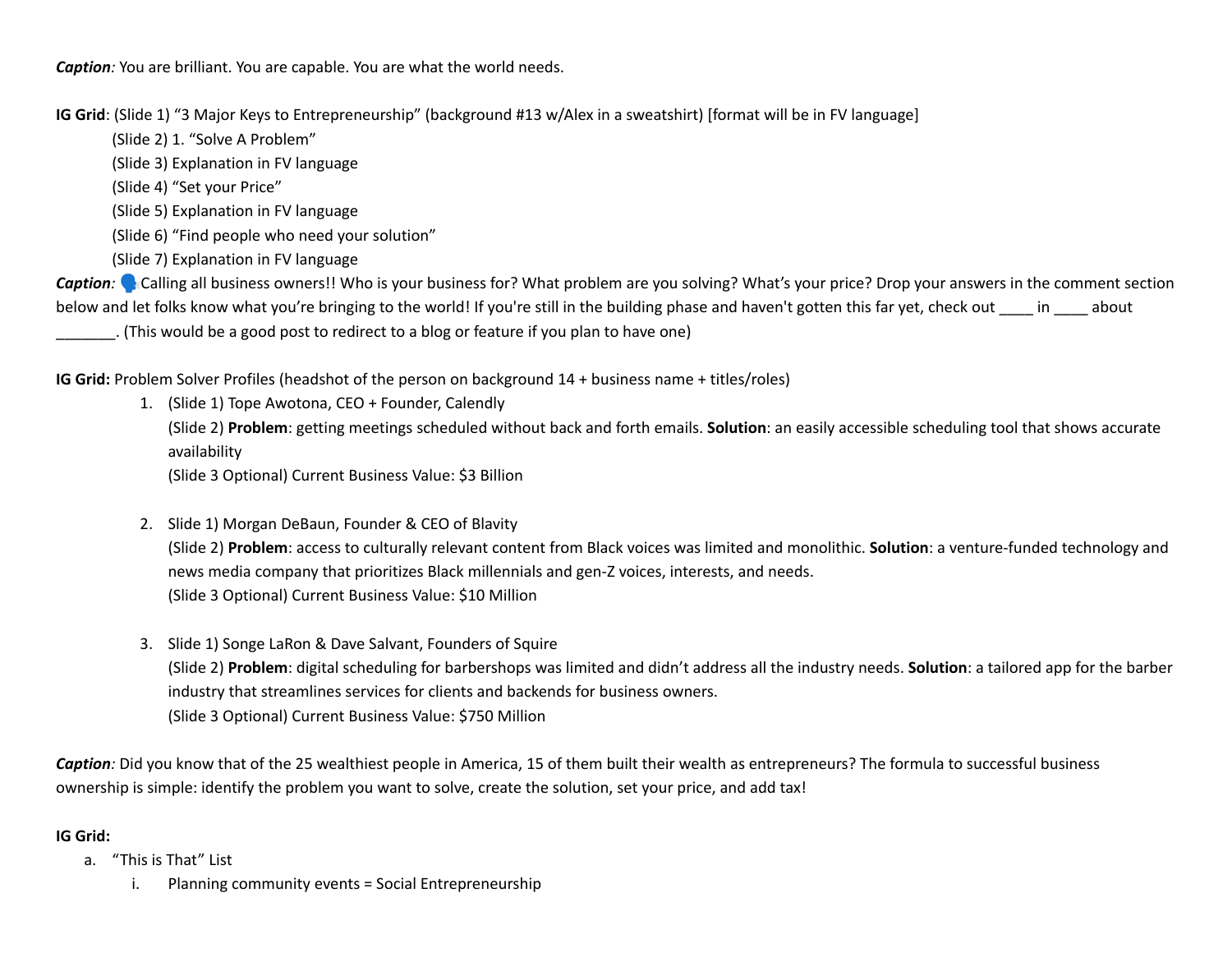***Caption**:* You are brilliant. You are capable. You are what the world needs.

**IG Grid**: (Slide 1) "3 Major Keys to Entrepreneurship" (background #13 w/Alex in a sweatshirt) [format will be in FV language]

(Slide 2) 1. "Solve A Problem"

(Slide 3) Explanation in FV language

(Slide 4) "Set your Price"

(Slide 5) Explanation in FV language

(Slide 6) "Find people who need your solution"

(Slide 7) Explanation in FV language

***Caption**:* 🗣️ Calling all business owners!! Who is your business for? What problem are you solving? What's your price? Drop your answers in the comment section below and let folks know what you're bringing to the world! If you're still in the building phase and haven't gotten this far yet, check out ____ in ____ about _______. (This would be a good post to redirect to a blog or feature if you plan to have one)

**IG Grid:** Problem Solver Profiles (headshot of the person on background 14 + business name + titles/roles)

1. (Slide 1) Tope Awotona, CEO + Founder, Calendly
   (Slide 2) **Problem**: getting meetings scheduled without back and forth emails. **Solution**: an easily accessible scheduling tool that shows accurate availability
   (Slide 3 Optional) Current Business Value: $3 Billion

2. Slide 1) Morgan DeBaun, Founder & CEO of Blavity
   (Slide 2) **Problem**: access to culturally relevant content from Black voices was limited and monolithic. **Solution**: a venture-funded technology and news media company that prioritizes Black millennials and gen-Z voices, interests, and needs.
   (Slide 3 Optional) Current Business Value: $10 Million

3. Slide 1) Songe LaRon & Dave Salvant, Founders of Squire
   (Slide 2) **Problem**: digital scheduling for barbershops was limited and didn't address all the industry needs. **Solution**: a tailored app for the barber industry that streamlines services for clients and backends for business owners.
   (Slide 3 Optional) Current Business Value: $750 Million

***Caption**:* Did you know that of the 25 wealthiest people in America, 15 of them built their wealth as entrepreneurs? The formula to successful business ownership is simple: identify the problem you want to solve, create the solution, set your price, and add tax!

**IG Grid:**

a. "This is That" List
   i. Planning community events = Social Entrepreneurship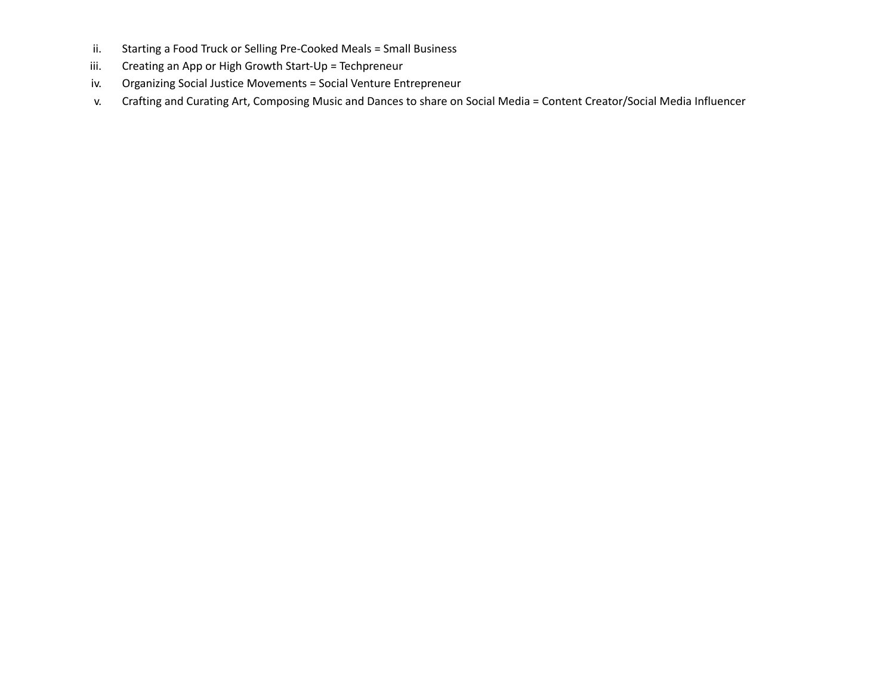ii. Starting a Food Truck or Selling Pre-Cooked Meals = Small Business
iii. Creating an App or High Growth Start-Up = Techpreneur
iv. Organizing Social Justice Movements = Social Venture Entrepreneur
v. Crafting and Curating Art, Composing Music and Dances to share on Social Media = Content Creator/Social Media Influencer